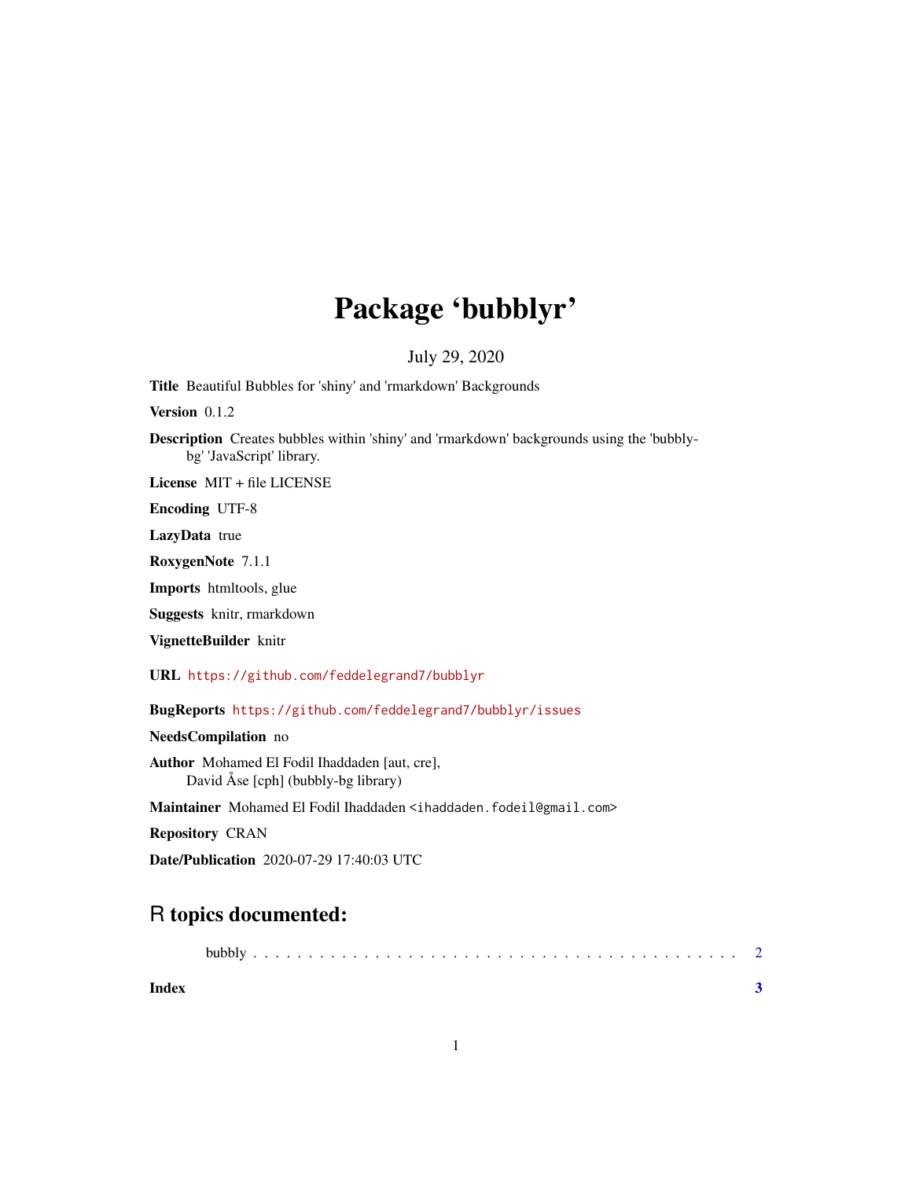# Package 'bubblyr'

July 29, 2020

**Title** Beautiful Bubbles for 'shiny' and 'rmarkdown' Backgrounds

**Version** 0.1.2

**Description** Creates bubbles within 'shiny' and 'rmarkdown' backgrounds using the 'bubbly-bg' 'JavaScript' library.

**License** MIT + file LICENSE

**Encoding** UTF-8

**LazyData** true

**RoxygenNote** 7.1.1

**Imports** htmltools, glue

**Suggests** knitr, rmarkdown

**VignetteBuilder** knitr

**URL** https://github.com/feddelegrand7/bubblyr

**BugReports** https://github.com/feddelegrand7/bubblyr/issues

**NeedsCompilation** no

**Author** Mohamed El Fodil Ihaddaden [aut, cre],
David Åse [cph] (bubbly-bg library)

**Maintainer** Mohamed El Fodil Ihaddaden <ihaddaden.fodeil@gmail.com>

**Repository** CRAN

**Date/Publication** 2020-07-29 17:40:03 UTC

## R topics documented:

bubbly . . . . . . . . . . . . . . . . . . . . . . . . . . . . . . . . . . . . . . . . . . . . 2

**Index** **3**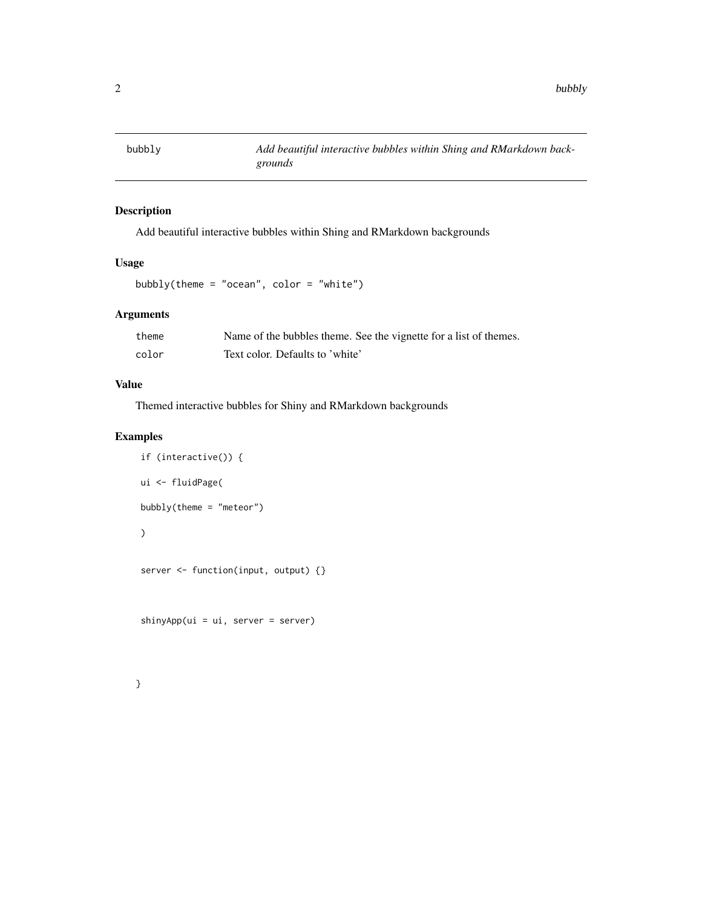# bubbly

*Add beautiful interactive bubbles within Shing and RMarkdown backgrounds*

## Description

Add beautiful interactive bubbles within Shing and RMarkdown backgrounds

## Usage

```
bubbly(theme = "ocean", color = "white")
```

## Arguments

| | |
|---|---|
| theme | Name of the bubbles theme. See the vignette for a list of themes. |
| color | Text color. Defaults to 'white' |

## Value

Themed interactive bubbles for Shiny and RMarkdown backgrounds

## Examples

```
 if (interactive()) {

 ui <- fluidPage(

 bubbly(theme = "meteor")

 )


 server <- function(input, output) {}


 shinyApp(ui = ui, server = server)



}
```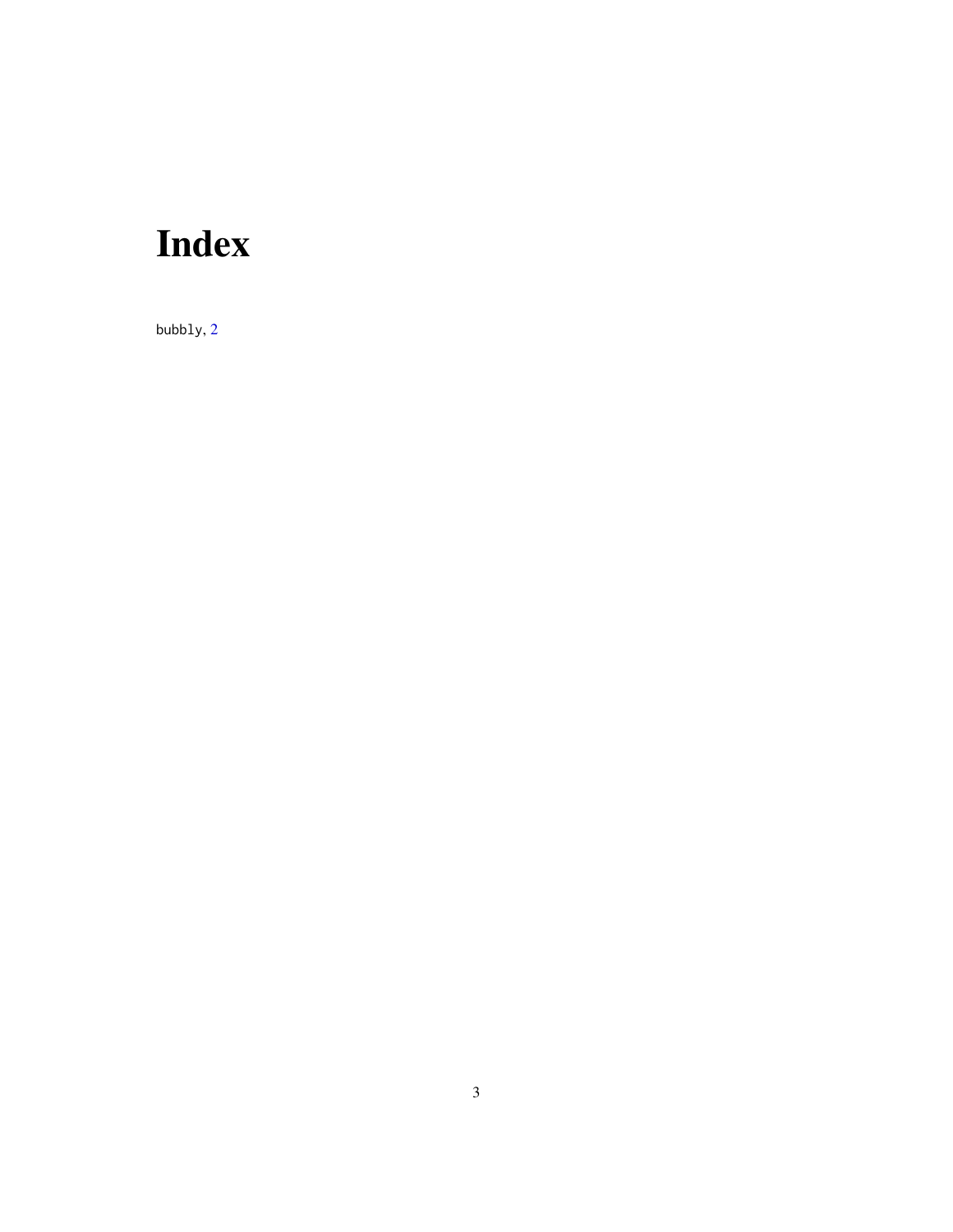# Index

`bubbly`, 2